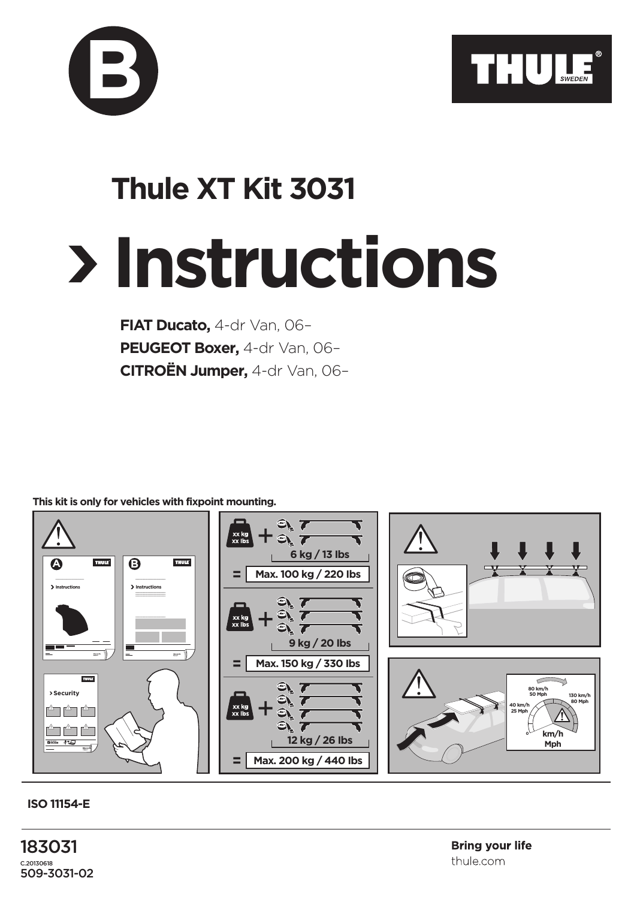B

THULE® SWEDEN

# Thule XT Kit 3031

# › Instructions

**FIAT Ducato,** 4-dr Van, 06–
**PEUGEOT Boxer,** 4-dr Van, 06–
**CITROËN Jumper,** 4-dr Van, 06–

**This kit is only for vehicles with fixpoint mounting.**

xx kg / xx lbs + 6 kg / 13 lbs = Max. 100 kg / 220 lbs

xx kg / xx lbs + 9 kg / 20 lbs = Max. 150 kg / 330 lbs

xx kg / xx lbs + 12 kg / 26 lbs = Max. 200 kg / 440 lbs

40 km/h 25 Mph — 80 km/h 50 Mph — 130 km/h 80 Mph — km/h Mph

**ISO 11154-E**

183031
C.20130618
509-3031-02

**Bring your life**
thule.com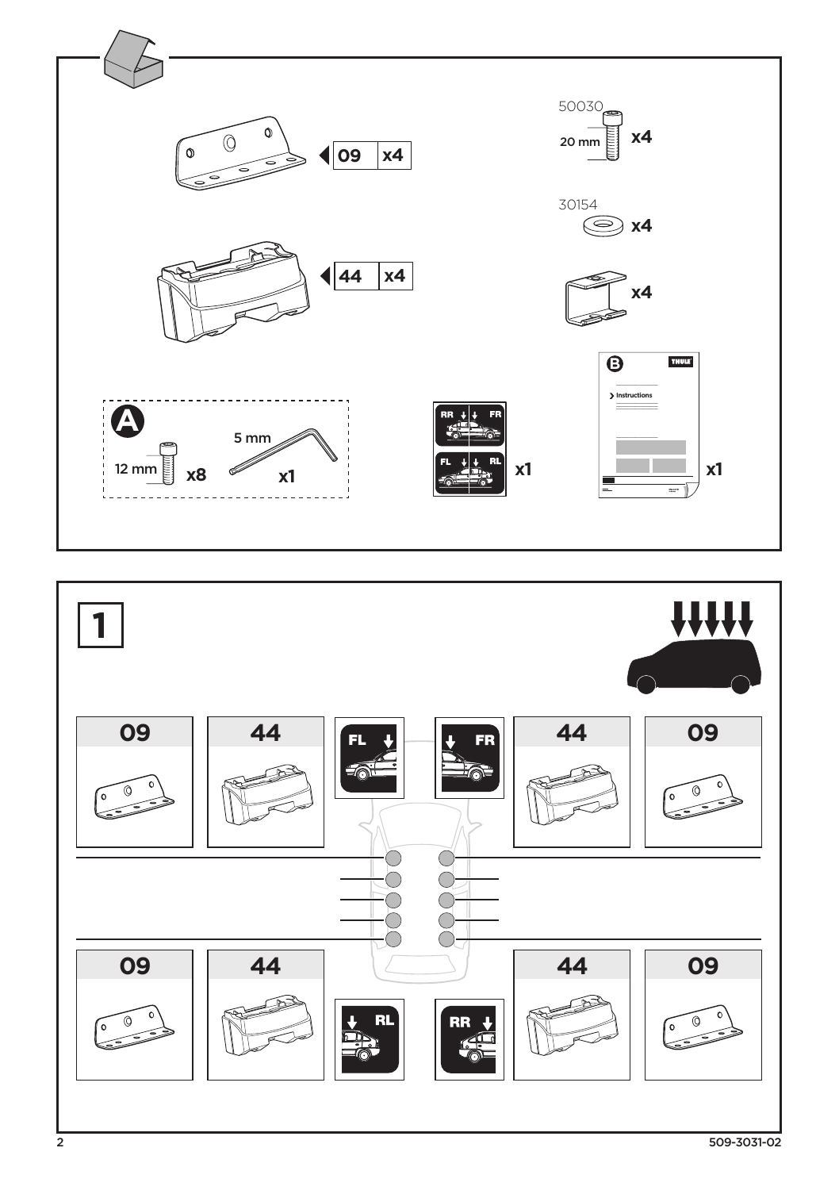| Part | Qty |
| --- | --- |
| 09 | x4 |
| 44 | x4 |
| 50030 (20 mm) | x4 |
| 30154 | x4 |
| (bracket) | x4 |

**A**

12 mm x8

5 mm x1

RR FR / FL RL x1

**B** Instructions x1

# 1

| 09 | 44 | FL | FR | 44 | 09 |
| --- | --- | --- | --- | --- | --- |

| 09 | 44 | RL | RR | 44 | 09 |
| --- | --- | --- | --- | --- | --- |

509-3031-02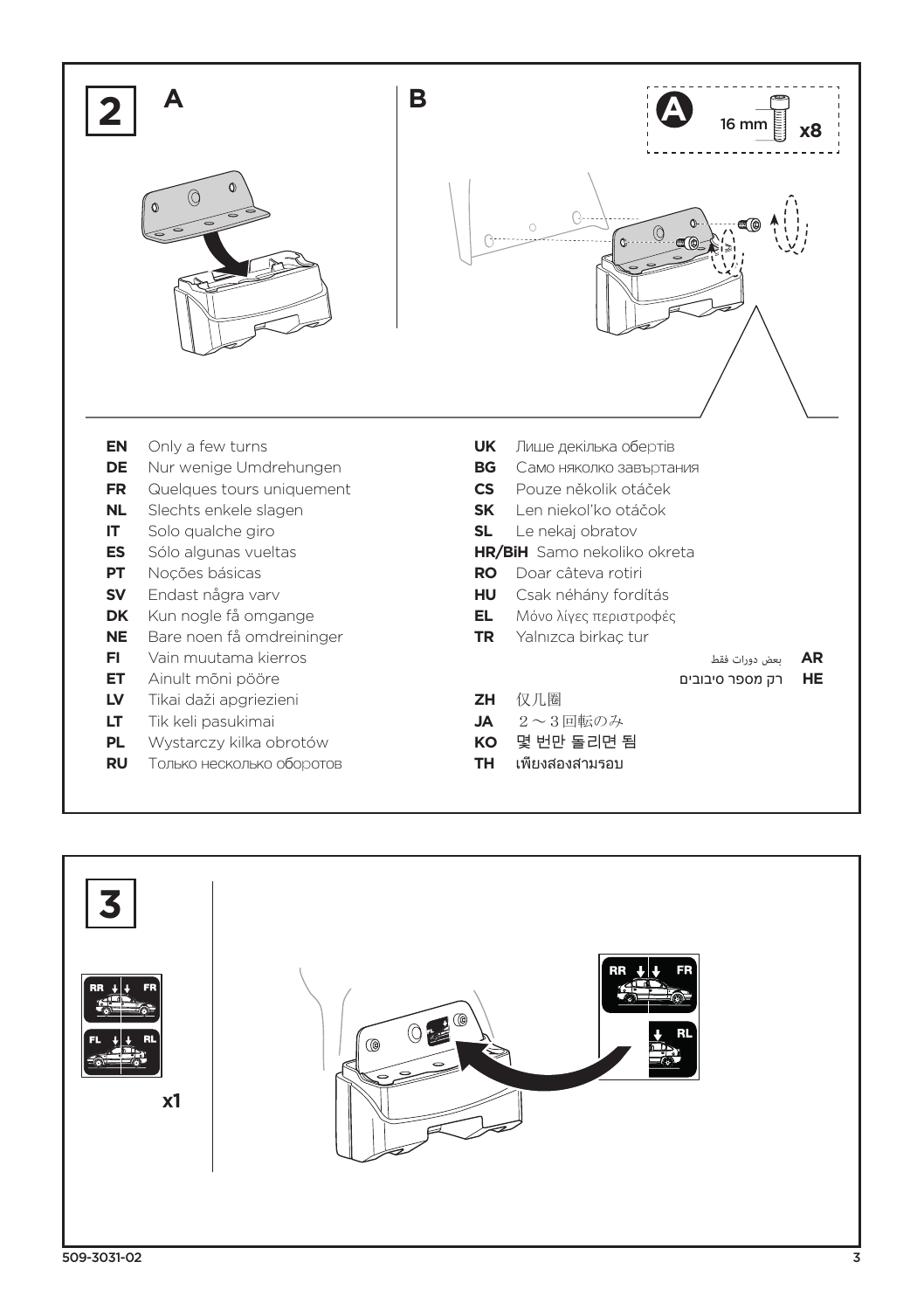# 2

**A**

**B**

**A** 16 mm **x8**

**EN** Only a few turns
**DE** Nur wenige Umdrehungen
**FR** Quelques tours uniquement
**NL** Slechts enkele slagen
**IT** Solo qualche giro
**ES** Sólo algunas vueltas
**PT** Noções básicas
**SV** Endast några varv
**DK** Kun nogle få omgange
**NE** Bare noen få omdreininger
**FI** Vain muutama kierros
**ET** Ainult mõni pööre
**LV** Tikai daži apgriezieni
**LT** Tik keli pasukimai
**PL** Wystarczy kilka obrotów
**RU** Только несколько оборотов
**UK** Лише декілька обертів
**BG** Само няколко завъртания
**CS** Pouze několik otáček
**SK** Len niekoľko otáčok
**SL** Le nekaj obratov
**HR/BiH** Samo nekoliko okreta
**RO** Doar câteva rotiri
**HU** Csak néhány fordítás
**EL** Μόνο λίγες περιστροφές
**TR** Yalnızca birkaç tur
**AR** بعض دورات فقط
**HE** רק מספר סיבובים
**ZH** 仅几圈
**JA** ２～３回転のみ
**KO** 몇 번만 돌리면 됨
**TH** เพียงสองสามรอบ

# 3

RR FR
FL RL

**x1**

RR FR
RL

509-3031-02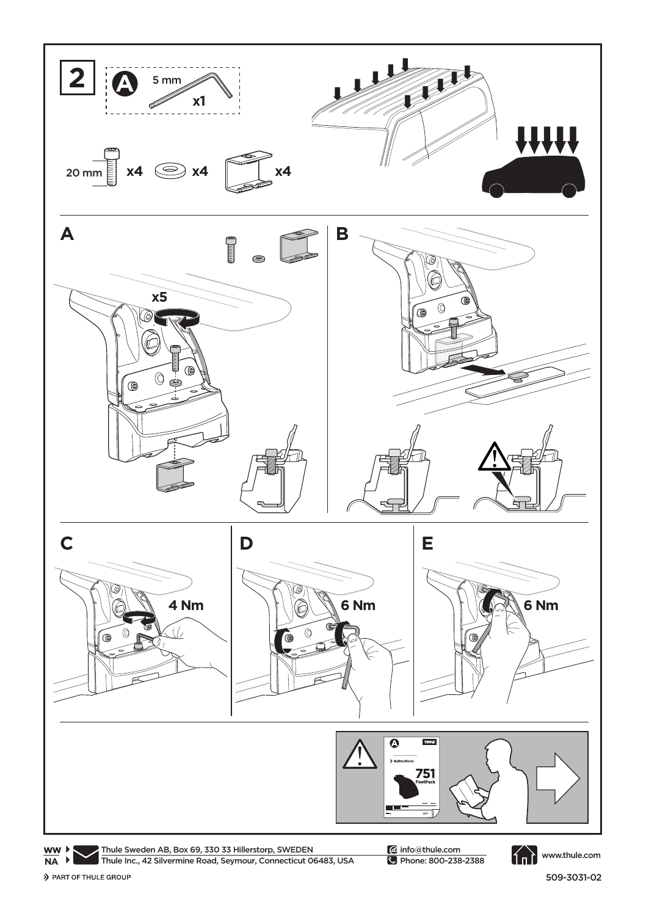# 2

A 5 mm x1

20 mm x4 x4 x4

## A

x5

## B

## C

4 Nm

## D

6 Nm

## E

6 Nm

A THULE

› Instructions

751 FootPack

WW ▸ Thule Sweden AB, Box 69, 330 33 Hillerstorp, SWEDEN

NA ▸ Thule Inc., 42 Silvermine Road, Seymour, Connecticut 06483, USA

info@thule.com

Phone: 800-238-2388

www.thule.com

› PART OF THULE GROUP

509-3031-02